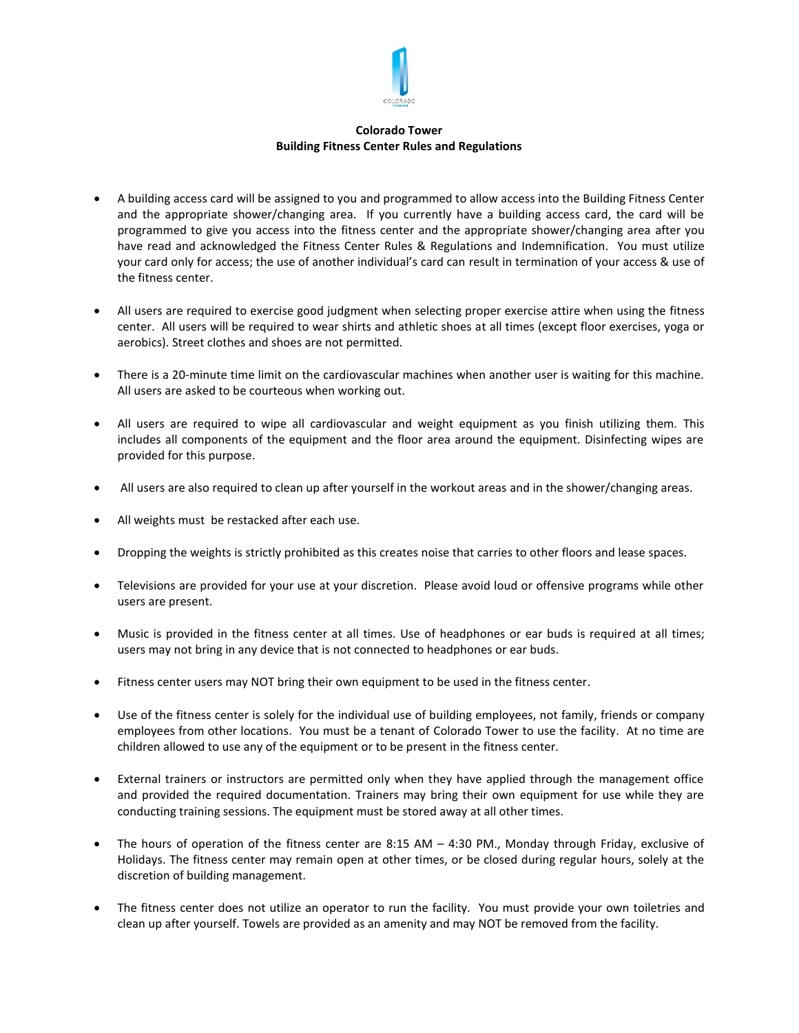# Colorado Tower
## Building Fitness Center Rules and Regulations

- A building access card will be assigned to you and programmed to allow access into the Building Fitness Center and the appropriate shower/changing area. If you currently have a building access card, the card will be programmed to give you access into the fitness center and the appropriate shower/changing area after you have read and acknowledged the Fitness Center Rules & Regulations and Indemnification. You must utilize your card only for access; the use of another individual's card can result in termination of your access & use of the fitness center.

- All users are required to exercise good judgment when selecting proper exercise attire when using the fitness center. All users will be required to wear shirts and athletic shoes at all times (except floor exercises, yoga or aerobics). Street clothes and shoes are not permitted.

- There is a 20-minute time limit on the cardiovascular machines when another user is waiting for this machine. All users are asked to be courteous when working out.

- All users are required to wipe all cardiovascular and weight equipment as you finish utilizing them. This includes all components of the equipment and the floor area around the equipment. Disinfecting wipes are provided for this purpose.

- All users are also required to clean up after yourself in the workout areas and in the shower/changing areas.

- All weights must be restacked after each use.

- Dropping the weights is strictly prohibited as this creates noise that carries to other floors and lease spaces.

- Televisions are provided for your use at your discretion. Please avoid loud or offensive programs while other users are present.

- Music is provided in the fitness center at all times. Use of headphones or ear buds is required at all times; users may not bring in any device that is not connected to headphones or ear buds.

- Fitness center users may NOT bring their own equipment to be used in the fitness center.

- Use of the fitness center is solely for the individual use of building employees, not family, friends or company employees from other locations. You must be a tenant of Colorado Tower to use the facility. At no time are children allowed to use any of the equipment or to be present in the fitness center.

- External trainers or instructors are permitted only when they have applied through the management office and provided the required documentation. Trainers may bring their own equipment for use while they are conducting training sessions. The equipment must be stored away at all other times.

- The hours of operation of the fitness center are 8:15 AM – 4:30 PM., Monday through Friday, exclusive of Holidays. The fitness center may remain open at other times, or be closed during regular hours, solely at the discretion of building management.

- The fitness center does not utilize an operator to run the facility. You must provide your own toiletries and clean up after yourself. Towels are provided as an amenity and may NOT be removed from the facility.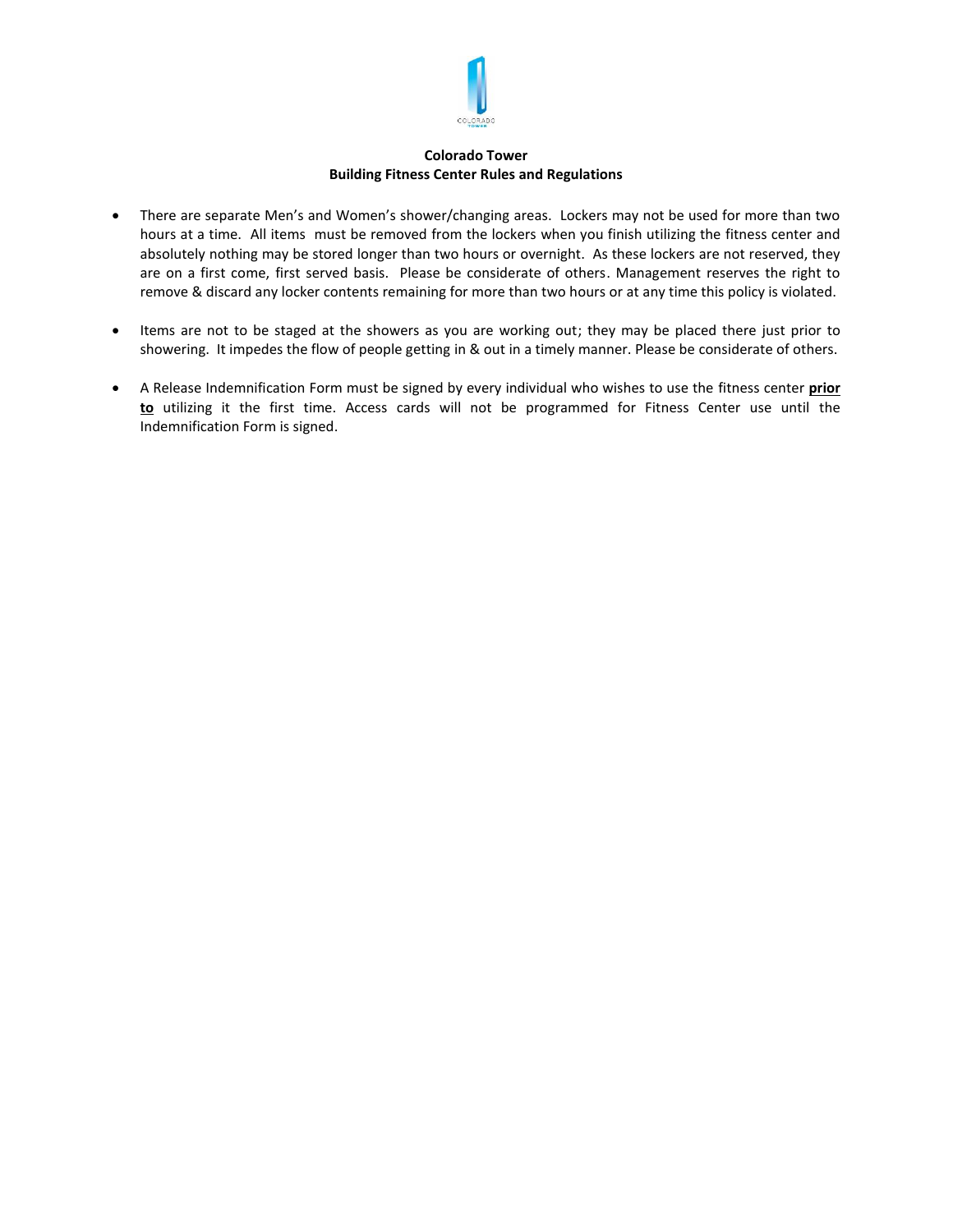**Colorado Tower**
**Building Fitness Center Rules and Regulations**

- There are separate Men's and Women's shower/changing areas. Lockers may not be used for more than two hours at a time. All items must be removed from the lockers when you finish utilizing the fitness center and absolutely nothing may be stored longer than two hours or overnight. As these lockers are not reserved, they are on a first come, first served basis. Please be considerate of others. Management reserves the right to remove & discard any locker contents remaining for more than two hours or at any time this policy is violated.

- Items are not to be staged at the showers as you are working out; they may be placed there just prior to showering. It impedes the flow of people getting in & out in a timely manner. Please be considerate of others.

- A Release Indemnification Form must be signed by every individual who wishes to use the fitness center **prior to** utilizing it the first time. Access cards will not be programmed for Fitness Center use until the Indemnification Form is signed.